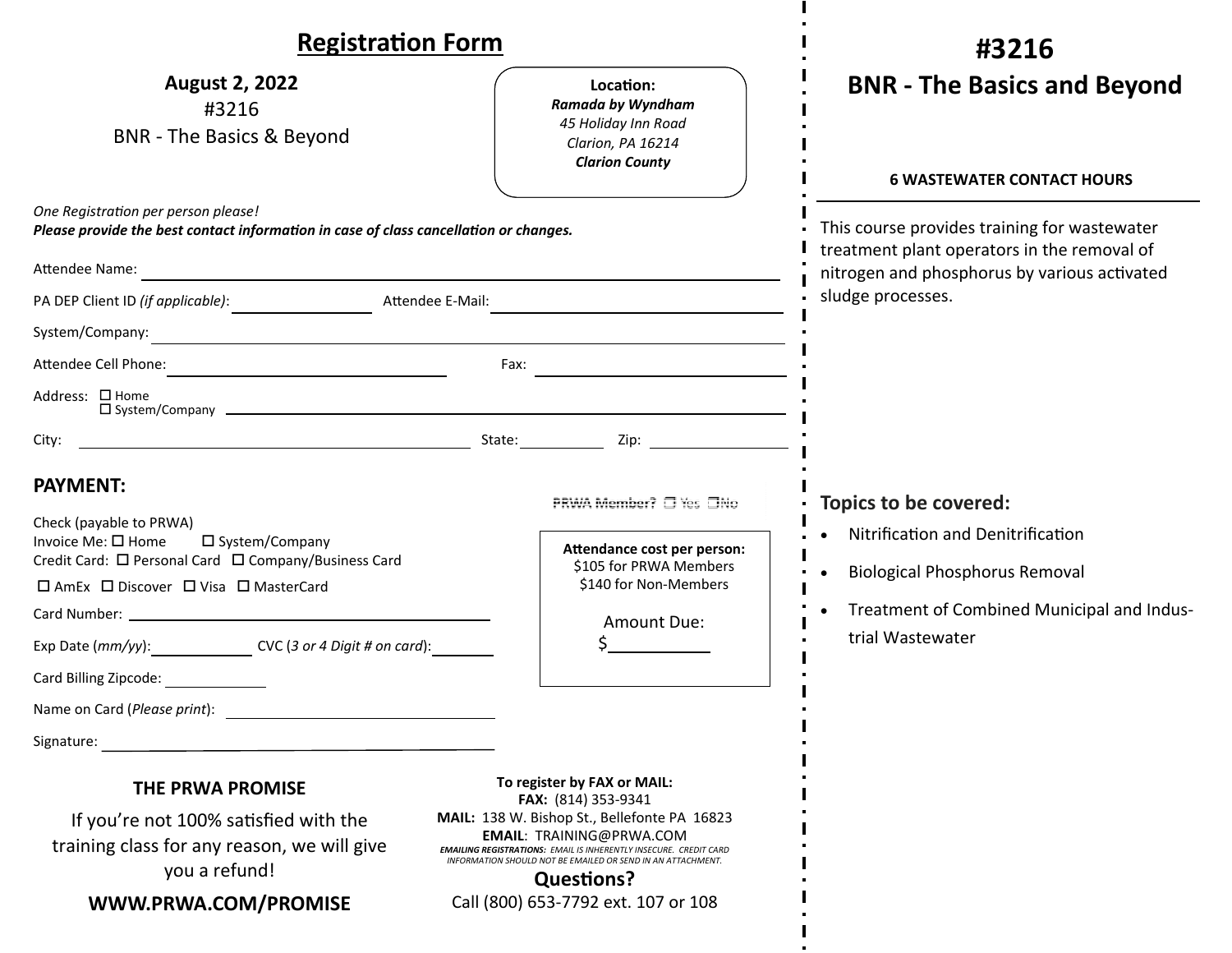# Registration Form

**August 2, 2022**
#3216
BNR - The Basics & Beyond

**Location:**
***Ramada by Wyndham***
*45 Holiday Inn Road*
*Clarion, PA 16214*
***Clarion County***

*One Registration per person please!*
***Please provide the best contact information in case of class cancellation or changes.***

Attendee Name: ______________________________

PA DEP Client ID *(if applicable)*: ______________ Attendee E-Mail: ______________________

System/Company: ______________________________

Attendee Cell Phone: ______________________ Fax: ______________________

Address: ☐ Home ☐ System/Company ______________________________

City: ______________________ State: __________ Zip: __________

## PAYMENT:

PRWA Member? ☐ Yes ☐ No

Check (payable to PRWA)
Invoice Me: ☐ Home ☐ System/Company
Credit Card: ☐ Personal Card ☐ Company/Business Card
☐ AmEx ☐ Discover ☐ Visa ☐ MasterCard

Card Number: ______________________________

Exp Date (*mm/yy*): __________ CVC (*3 or 4 Digit # on card*): __________

Card Billing Zipcode: __________

Name on Card (*Please print*): ______________________

Signature: ______________________

**Attendance cost per person:**
$105 for PRWA Members
$140 for Non-Members

Amount Due:
$__________

### THE PRWA PROMISE

If you're not 100% satisfied with the training class for any reason, we will give you a refund!

**WWW.PRWA.COM/PROMISE**

**To register by FAX or MAIL:**
**FAX:** (814) 353-9341
**MAIL:** 138 W. Bishop St., Bellefonte PA 16823
**EMAIL**: TRAINING@PRWA.COM
***EMAILING REGISTRATIONS:*** *EMAIL IS INHERENTLY INSECURE. CREDIT CARD INFORMATION SHOULD NOT BE EMAILED OR SEND IN AN ATTACHMENT.*

**Questions?**
Call (800) 653-7792 ext. 107 or 108

# #3216
# BNR - The Basics and Beyond

**6 WASTEWATER CONTACT HOURS**

This course provides training for wastewater treatment plant operators in the removal of nitrogen and phosphorus by various activated sludge processes.

## Topics to be covered:

- Nitrification and Denitrification
- Biological Phosphorus Removal
- Treatment of Combined Municipal and Industrial Wastewater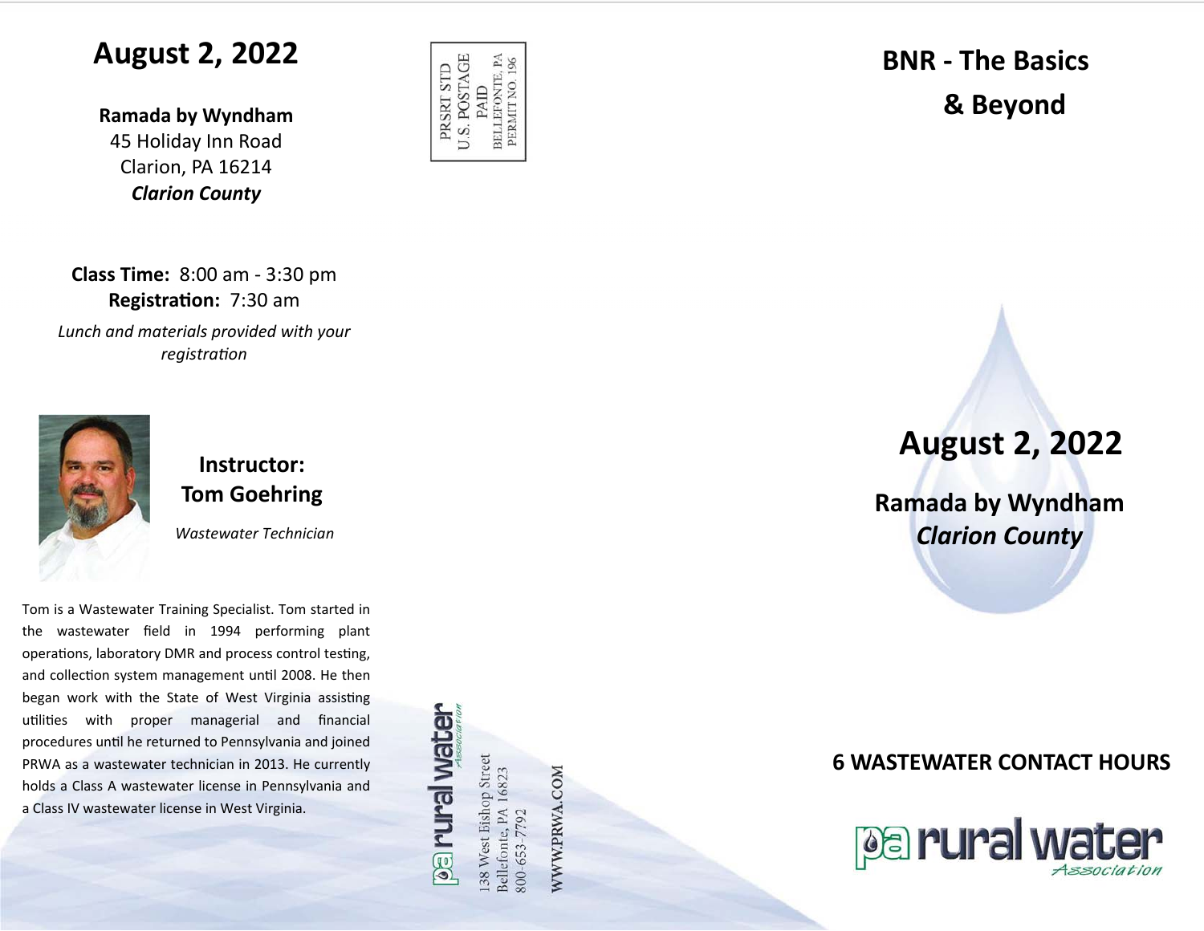## August 2, 2022

**Ramada by Wyndham**
45 Holiday Inn Road
Clarion, PA 16214
***Clarion County***

**Class Time:** 8:00 am - 3:30 pm
**Registration:** 7:30 am

*Lunch and materials provided with your registration*

### Instructor:
### Tom Goehring

*Wastewater Technician*

Tom is a Wastewater Training Specialist. Tom started in the wastewater field in 1994 performing plant operations, laboratory DMR and process control testing, and collection system management until 2008. He then began work with the State of West Virginia assisting utilities with proper managerial and financial procedures until he returned to Pennsylvania and joined PRWA as a wastewater technician in 2013. He currently holds a Class A wastewater license in Pennsylvania and a Class IV wastewater license in West Virginia.

PRSRT STD
U.S. POSTAGE
PAID
BELLEFONTE, PA
PERMIT NO. 196

pa rural water Association
138 West Bishop Street
Bellefonte, PA 16823
800-653-7792

WWW.PRWA.COM

# BNR - The Basics & Beyond

## August 2, 2022

**Ramada by Wyndham**
***Clarion County***

**6 WASTEWATER CONTACT HOURS**

pa rural water Association